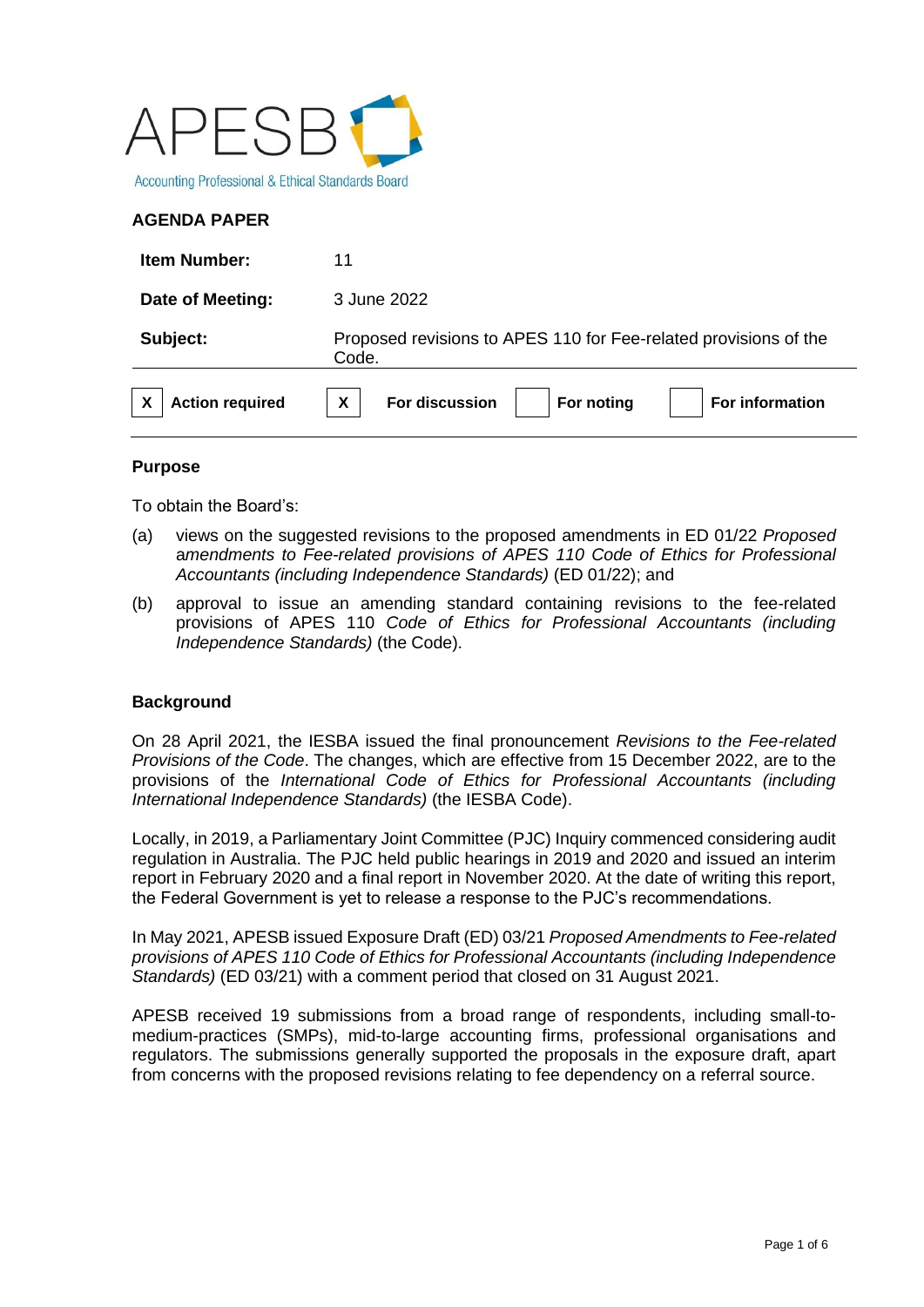APESB

Accounting Professional & Ethical Standards Board

**AGENDA PAPER**

| | |
|---|---|
| **Item Number:** | 11 |
| **Date of Meeting:** | 3 June 2022 |
| **Subject:** | Proposed revisions to APES 110 for Fee-related provisions of the Code. |

| | | | | | | | |
|---|---|---|---|---|---|---|---|
| X | **Action required** | X | **For discussion** | | **For noting** | | **For information** |

### Purpose

To obtain the Board's:

(a) views on the suggested revisions to the proposed amendments in ED 01/22 *Proposed amendments to Fee-related provisions of APES 110 Code of Ethics for Professional Accountants (including Independence Standards)* (ED 01/22); and

(b) approval to issue an amending standard containing revisions to the fee-related provisions of APES 110 *Code of Ethics for Professional Accountants (including Independence Standards)* (the Code).

### Background

On 28 April 2021, the IESBA issued the final pronouncement *Revisions to the Fee-related Provisions of the Code*. The changes, which are effective from 15 December 2022, are to the provisions of the *International Code of Ethics for Professional Accountants (including International Independence Standards)* (the IESBA Code).

Locally, in 2019, a Parliamentary Joint Committee (PJC) Inquiry commenced considering audit regulation in Australia. The PJC held public hearings in 2019 and 2020 and issued an interim report in February 2020 and a final report in November 2020. At the date of writing this report, the Federal Government is yet to release a response to the PJC's recommendations.

In May 2021, APESB issued Exposure Draft (ED) 03/21 *Proposed Amendments to Fee-related provisions of APES 110 Code of Ethics for Professional Accountants (including Independence Standards)* (ED 03/21) with a comment period that closed on 31 August 2021.

APESB received 19 submissions from a broad range of respondents, including small-to-medium-practices (SMPs), mid-to-large accounting firms, professional organisations and regulators. The submissions generally supported the proposals in the exposure draft, apart from concerns with the proposed revisions relating to fee dependency on a referral source.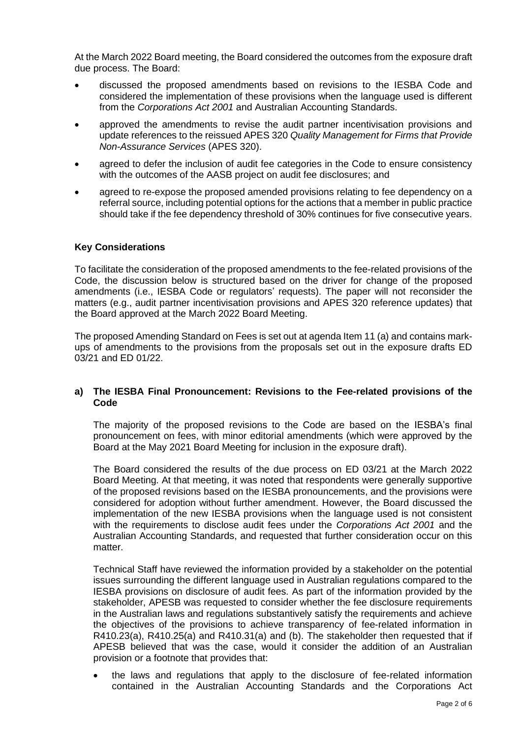At the March 2022 Board meeting, the Board considered the outcomes from the exposure draft due process. The Board:

- discussed the proposed amendments based on revisions to the IESBA Code and considered the implementation of these provisions when the language used is different from the *Corporations Act 2001* and Australian Accounting Standards.
- approved the amendments to revise the audit partner incentivisation provisions and update references to the reissued APES 320 *Quality Management for Firms that Provide Non-Assurance Services* (APES 320).
- agreed to defer the inclusion of audit fee categories in the Code to ensure consistency with the outcomes of the AASB project on audit fee disclosures; and
- agreed to re-expose the proposed amended provisions relating to fee dependency on a referral source, including potential options for the actions that a member in public practice should take if the fee dependency threshold of 30% continues for five consecutive years.

**Key Considerations**

To facilitate the consideration of the proposed amendments to the fee-related provisions of the Code, the discussion below is structured based on the driver for change of the proposed amendments (i.e., IESBA Code or regulators' requests). The paper will not reconsider the matters (e.g., audit partner incentivisation provisions and APES 320 reference updates) that the Board approved at the March 2022 Board Meeting.

The proposed Amending Standard on Fees is set out at agenda Item 11 (a) and contains mark-ups of amendments to the provisions from the proposals set out in the exposure drafts ED 03/21 and ED 01/22.

**a) The IESBA Final Pronouncement: Revisions to the Fee-related provisions of the Code**

The majority of the proposed revisions to the Code are based on the IESBA's final pronouncement on fees, with minor editorial amendments (which were approved by the Board at the May 2021 Board Meeting for inclusion in the exposure draft).

The Board considered the results of the due process on ED 03/21 at the March 2022 Board Meeting. At that meeting, it was noted that respondents were generally supportive of the proposed revisions based on the IESBA pronouncements, and the provisions were considered for adoption without further amendment. However, the Board discussed the implementation of the new IESBA provisions when the language used is not consistent with the requirements to disclose audit fees under the *Corporations Act 2001* and the Australian Accounting Standards, and requested that further consideration occur on this matter.

Technical Staff have reviewed the information provided by a stakeholder on the potential issues surrounding the different language used in Australian regulations compared to the IESBA provisions on disclosure of audit fees. As part of the information provided by the stakeholder, APESB was requested to consider whether the fee disclosure requirements in the Australian laws and regulations substantively satisfy the requirements and achieve the objectives of the provisions to achieve transparency of fee-related information in R410.23(a), R410.25(a) and R410.31(a) and (b). The stakeholder then requested that if APESB believed that was the case, would it consider the addition of an Australian provision or a footnote that provides that:

- the laws and regulations that apply to the disclosure of fee-related information contained in the Australian Accounting Standards and the Corporations Act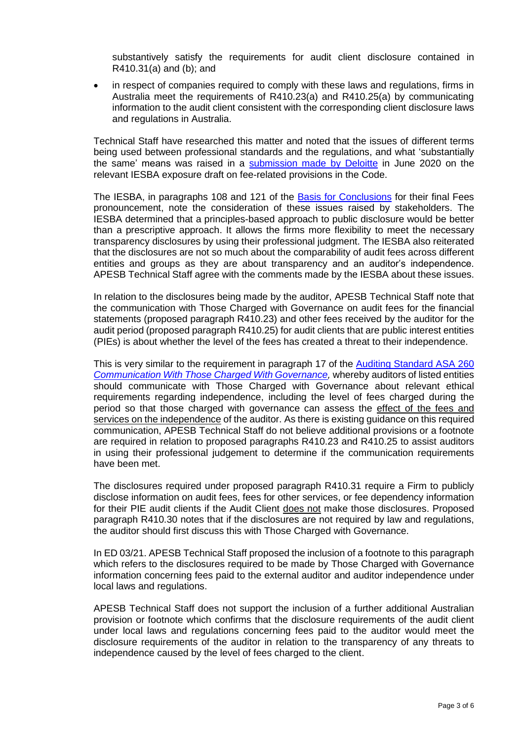substantively satisfy the requirements for audit client disclosure contained in R410.31(a) and (b); and

- in respect of companies required to comply with these laws and regulations, firms in Australia meet the requirements of R410.23(a) and R410.25(a) by communicating information to the audit client consistent with the corresponding client disclosure laws and regulations in Australia.

Technical Staff have researched this matter and noted that the issues of different terms being used between professional standards and the regulations, and what 'substantially the same' means was raised in a submission made by Deloitte in June 2020 on the relevant IESBA exposure draft on fee-related provisions in the Code.

The IESBA, in paragraphs 108 and 121 of the Basis for Conclusions for their final Fees pronouncement, note the consideration of these issues raised by stakeholders. The IESBA determined that a principles-based approach to public disclosure would be better than a prescriptive approach. It allows the firms more flexibility to meet the necessary transparency disclosures by using their professional judgment. The IESBA also reiterated that the disclosures are not so much about the comparability of audit fees across different entities and groups as they are about transparency and an auditor's independence. APESB Technical Staff agree with the comments made by the IESBA about these issues.

In relation to the disclosures being made by the auditor, APESB Technical Staff note that the communication with Those Charged with Governance on audit fees for the financial statements (proposed paragraph R410.23) and other fees received by the auditor for the audit period (proposed paragraph R410.25) for audit clients that are public interest entities (PIEs) is about whether the level of the fees has created a threat to their independence.

This is very similar to the requirement in paragraph 17 of the Auditing Standard ASA 260 *Communication With Those Charged With Governance,* whereby auditors of listed entities should communicate with Those Charged with Governance about relevant ethical requirements regarding independence, including the level of fees charged during the period so that those charged with governance can assess the effect of the fees and services on the independence of the auditor. As there is existing guidance on this required communication, APESB Technical Staff do not believe additional provisions or a footnote are required in relation to proposed paragraphs R410.23 and R410.25 to assist auditors in using their professional judgement to determine if the communication requirements have been met.

The disclosures required under proposed paragraph R410.31 require a Firm to publicly disclose information on audit fees, fees for other services, or fee dependency information for their PIE audit clients if the Audit Client does not make those disclosures. Proposed paragraph R410.30 notes that if the disclosures are not required by law and regulations, the auditor should first discuss this with Those Charged with Governance.

In ED 03/21. APESB Technical Staff proposed the inclusion of a footnote to this paragraph which refers to the disclosures required to be made by Those Charged with Governance information concerning fees paid to the external auditor and auditor independence under local laws and regulations.

APESB Technical Staff does not support the inclusion of a further additional Australian provision or footnote which confirms that the disclosure requirements of the audit client under local laws and regulations concerning fees paid to the auditor would meet the disclosure requirements of the auditor in relation to the transparency of any threats to independence caused by the level of fees charged to the client.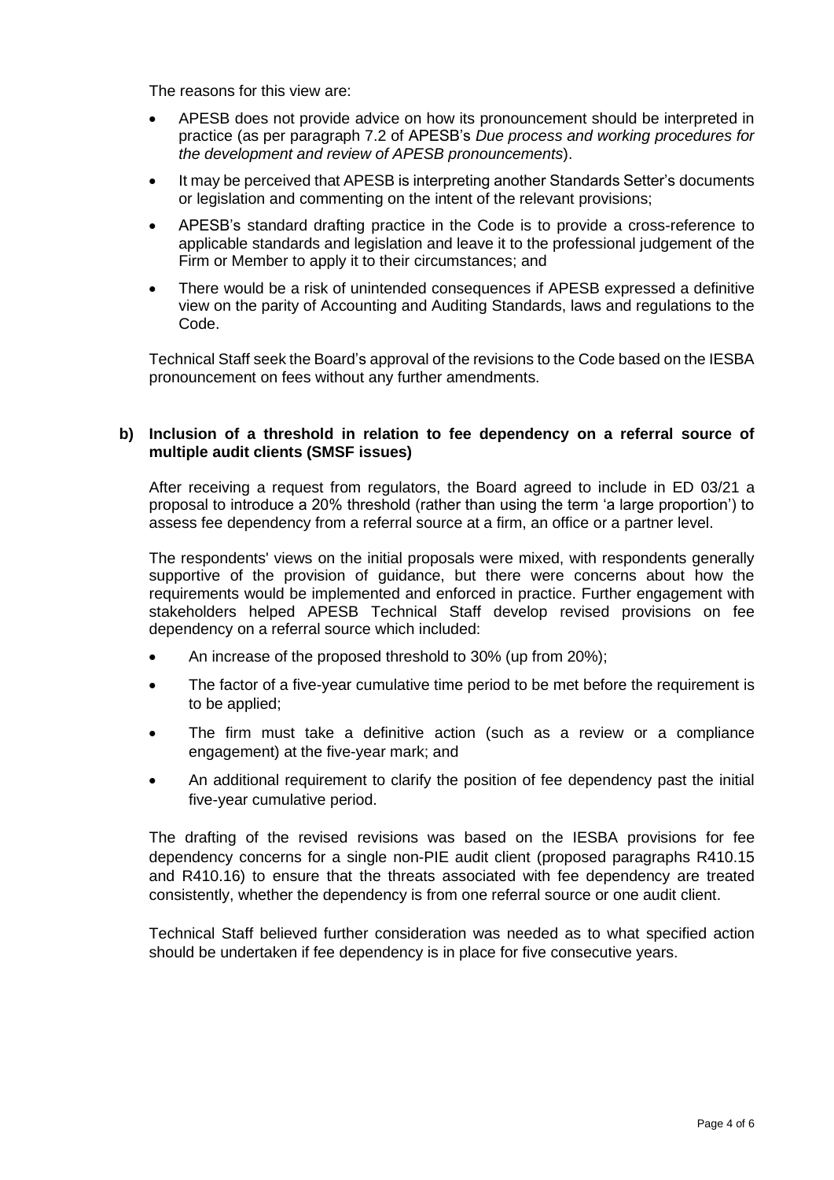The reasons for this view are:

- APESB does not provide advice on how its pronouncement should be interpreted in practice (as per paragraph 7.2 of APESB's *Due process and working procedures for the development and review of APESB pronouncements*).
- It may be perceived that APESB is interpreting another Standards Setter's documents or legislation and commenting on the intent of the relevant provisions;
- APESB's standard drafting practice in the Code is to provide a cross-reference to applicable standards and legislation and leave it to the professional judgement of the Firm or Member to apply it to their circumstances; and
- There would be a risk of unintended consequences if APESB expressed a definitive view on the parity of Accounting and Auditing Standards, laws and regulations to the Code.

Technical Staff seek the Board's approval of the revisions to the Code based on the IESBA pronouncement on fees without any further amendments.

**b) Inclusion of a threshold in relation to fee dependency on a referral source of multiple audit clients (SMSF issues)**

After receiving a request from regulators, the Board agreed to include in ED 03/21 a proposal to introduce a 20% threshold (rather than using the term 'a large proportion') to assess fee dependency from a referral source at a firm, an office or a partner level.

The respondents' views on the initial proposals were mixed, with respondents generally supportive of the provision of guidance, but there were concerns about how the requirements would be implemented and enforced in practice. Further engagement with stakeholders helped APESB Technical Staff develop revised provisions on fee dependency on a referral source which included:

- An increase of the proposed threshold to 30% (up from 20%);
- The factor of a five-year cumulative time period to be met before the requirement is to be applied;
- The firm must take a definitive action (such as a review or a compliance engagement) at the five-year mark; and
- An additional requirement to clarify the position of fee dependency past the initial five-year cumulative period.

The drafting of the revised revisions was based on the IESBA provisions for fee dependency concerns for a single non-PIE audit client (proposed paragraphs R410.15 and R410.16) to ensure that the threats associated with fee dependency are treated consistently, whether the dependency is from one referral source or one audit client.

Technical Staff believed further consideration was needed as to what specified action should be undertaken if fee dependency is in place for five consecutive years.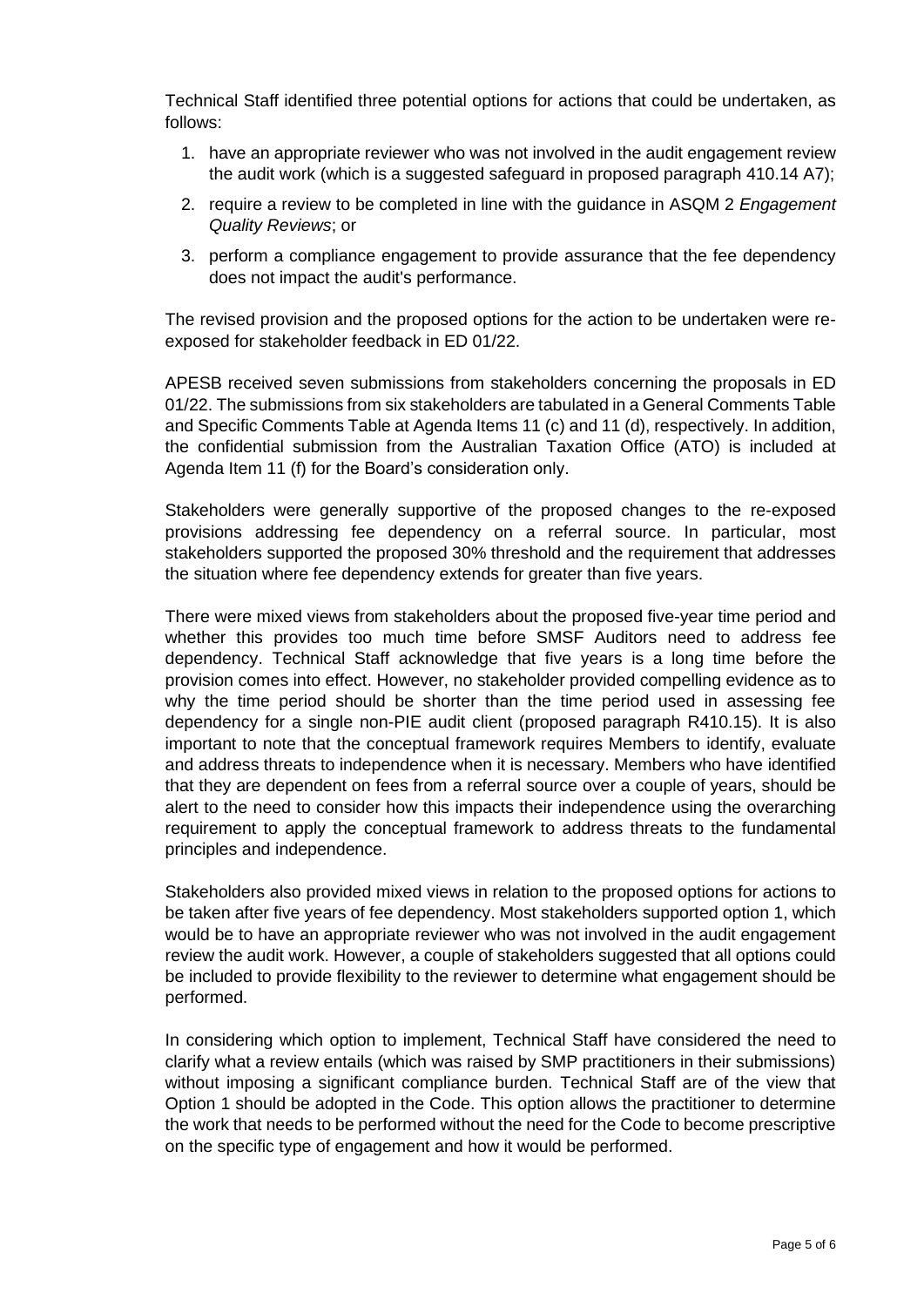Technical Staff identified three potential options for actions that could be undertaken, as follows:

1. have an appropriate reviewer who was not involved in the audit engagement review the audit work (which is a suggested safeguard in proposed paragraph 410.14 A7);
2. require a review to be completed in line with the guidance in ASQM 2 *Engagement Quality Reviews*; or
3. perform a compliance engagement to provide assurance that the fee dependency does not impact the audit's performance.

The revised provision and the proposed options for the action to be undertaken were re-exposed for stakeholder feedback in ED 01/22.

APESB received seven submissions from stakeholders concerning the proposals in ED 01/22. The submissions from six stakeholders are tabulated in a General Comments Table and Specific Comments Table at Agenda Items 11 (c) and 11 (d), respectively. In addition, the confidential submission from the Australian Taxation Office (ATO) is included at Agenda Item 11 (f) for the Board's consideration only.

Stakeholders were generally supportive of the proposed changes to the re-exposed provisions addressing fee dependency on a referral source. In particular, most stakeholders supported the proposed 30% threshold and the requirement that addresses the situation where fee dependency extends for greater than five years.

There were mixed views from stakeholders about the proposed five-year time period and whether this provides too much time before SMSF Auditors need to address fee dependency. Technical Staff acknowledge that five years is a long time before the provision comes into effect. However, no stakeholder provided compelling evidence as to why the time period should be shorter than the time period used in assessing fee dependency for a single non-PIE audit client (proposed paragraph R410.15). It is also important to note that the conceptual framework requires Members to identify, evaluate and address threats to independence when it is necessary. Members who have identified that they are dependent on fees from a referral source over a couple of years, should be alert to the need to consider how this impacts their independence using the overarching requirement to apply the conceptual framework to address threats to the fundamental principles and independence.

Stakeholders also provided mixed views in relation to the proposed options for actions to be taken after five years of fee dependency. Most stakeholders supported option 1, which would be to have an appropriate reviewer who was not involved in the audit engagement review the audit work. However, a couple of stakeholders suggested that all options could be included to provide flexibility to the reviewer to determine what engagement should be performed.

In considering which option to implement, Technical Staff have considered the need to clarify what a review entails (which was raised by SMP practitioners in their submissions) without imposing a significant compliance burden. Technical Staff are of the view that Option 1 should be adopted in the Code. This option allows the practitioner to determine the work that needs to be performed without the need for the Code to become prescriptive on the specific type of engagement and how it would be performed.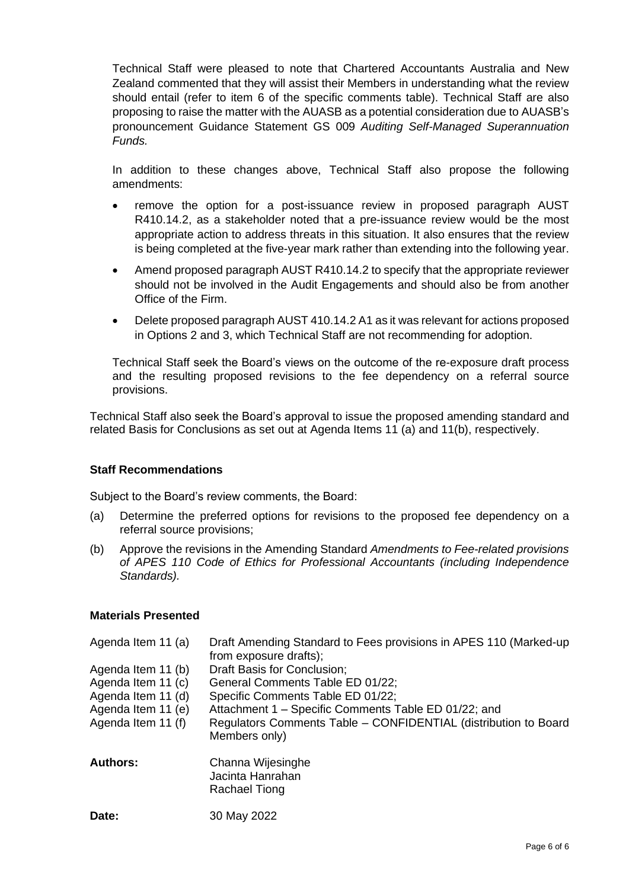Technical Staff were pleased to note that Chartered Accountants Australia and New Zealand commented that they will assist their Members in understanding what the review should entail (refer to item 6 of the specific comments table). Technical Staff are also proposing to raise the matter with the AUASB as a potential consideration due to AUASB's pronouncement Guidance Statement GS 009 *Auditing Self-Managed Superannuation Funds.*

In addition to these changes above, Technical Staff also propose the following amendments:

- remove the option for a post-issuance review in proposed paragraph AUST R410.14.2, as a stakeholder noted that a pre-issuance review would be the most appropriate action to address threats in this situation. It also ensures that the review is being completed at the five-year mark rather than extending into the following year.
- Amend proposed paragraph AUST R410.14.2 to specify that the appropriate reviewer should not be involved in the Audit Engagements and should also be from another Office of the Firm.
- Delete proposed paragraph AUST 410.14.2 A1 as it was relevant for actions proposed in Options 2 and 3, which Technical Staff are not recommending for adoption.

Technical Staff seek the Board's views on the outcome of the re-exposure draft process and the resulting proposed revisions to the fee dependency on a referral source provisions.

Technical Staff also seek the Board's approval to issue the proposed amending standard and related Basis for Conclusions as set out at Agenda Items 11 (a) and 11(b), respectively.

**Staff Recommendations**

Subject to the Board's review comments, the Board:

(a) Determine the preferred options for revisions to the proposed fee dependency on a referral source provisions;

(b) Approve the revisions in the Amending Standard *Amendments to Fee-related provisions of APES 110 Code of Ethics for Professional Accountants (including Independence Standards).*

**Materials Presented**

| | |
|---|---|
| Agenda Item 11 (a) | Draft Amending Standard to Fees provisions in APES 110 (Marked-up from exposure drafts); |
| Agenda Item 11 (b) | Draft Basis for Conclusion; |
| Agenda Item 11 (c) | General Comments Table ED 01/22; |
| Agenda Item 11 (d) | Specific Comments Table ED 01/22; |
| Agenda Item 11 (e) | Attachment 1 – Specific Comments Table ED 01/22; and |
| Agenda Item 11 (f) | Regulators Comments Table – CONFIDENTIAL (distribution to Board Members only) |
| **Authors:** | Channa Wijesinghe<br>Jacinta Hanrahan<br>Rachael Tiong |
| **Date:** | 30 May 2022 |